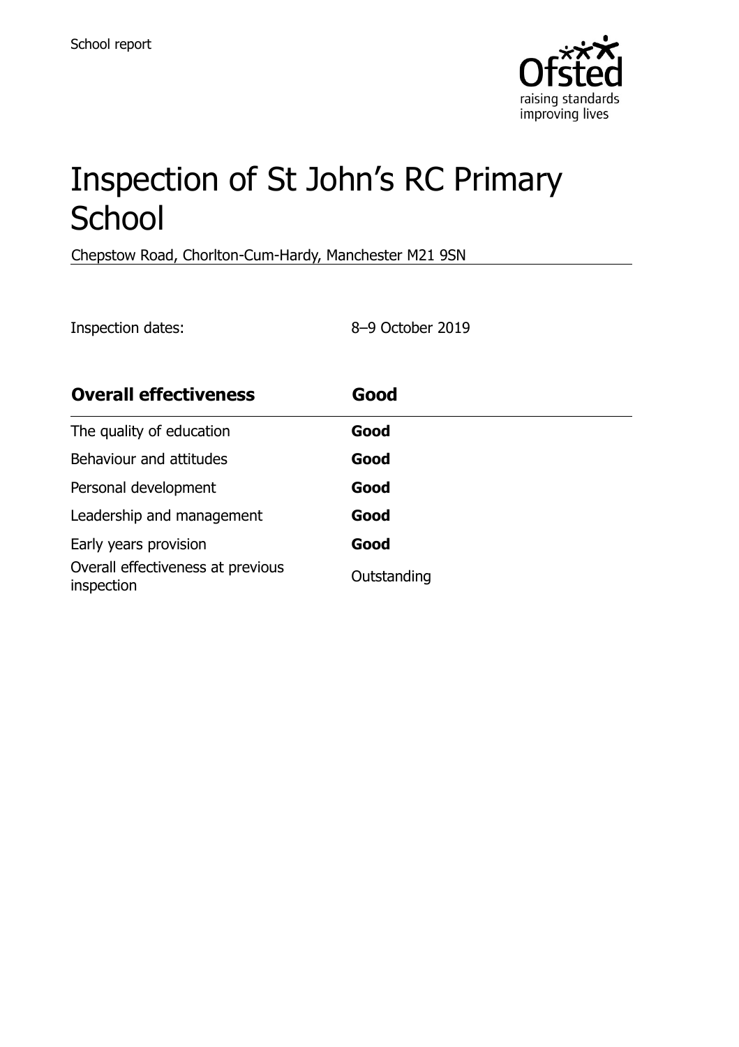School report

# Inspection of St John's RC Primary School

Chepstow Road, Chorlton-Cum-Hardy, Manchester M21 9SN

Inspection dates: 8–9 October 2019

| **Overall effectiveness** | **Good** |
|---|---|
| The quality of education | **Good** |
| Behaviour and attitudes | **Good** |
| Personal development | **Good** |
| Leadership and management | **Good** |
| Early years provision | **Good** |
| Overall effectiveness at previous inspection | Outstanding |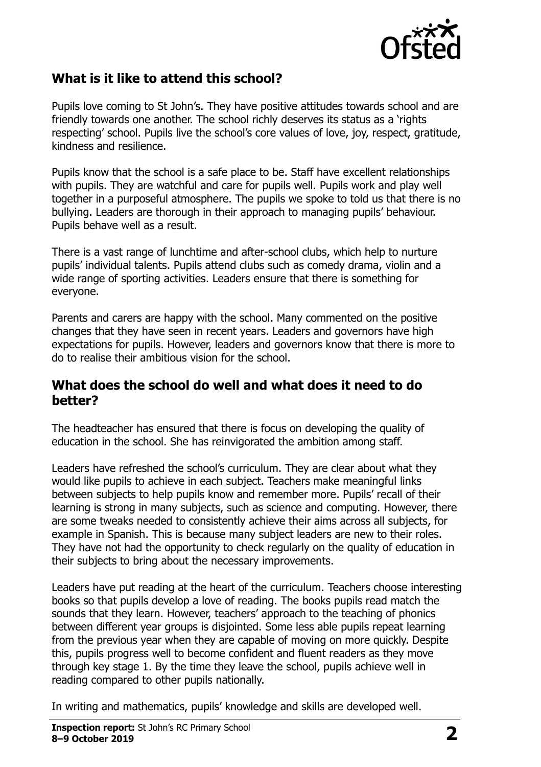## What is it like to attend this school?

Pupils love coming to St John's. They have positive attitudes towards school and are friendly towards one another. The school richly deserves its status as a 'rights respecting' school. Pupils live the school's core values of love, joy, respect, gratitude, kindness and resilience.

Pupils know that the school is a safe place to be. Staff have excellent relationships with pupils. They are watchful and care for pupils well. Pupils work and play well together in a purposeful atmosphere. The pupils we spoke to told us that there is no bullying. Leaders are thorough in their approach to managing pupils' behaviour. Pupils behave well as a result.

There is a vast range of lunchtime and after-school clubs, which help to nurture pupils' individual talents. Pupils attend clubs such as comedy drama, violin and a wide range of sporting activities. Leaders ensure that there is something for everyone.

Parents and carers are happy with the school. Many commented on the positive changes that they have seen in recent years. Leaders and governors have high expectations for pupils. However, leaders and governors know that there is more to do to realise their ambitious vision for the school.

## What does the school do well and what does it need to do better?

The headteacher has ensured that there is focus on developing the quality of education in the school. She has reinvigorated the ambition among staff.

Leaders have refreshed the school's curriculum. They are clear about what they would like pupils to achieve in each subject. Teachers make meaningful links between subjects to help pupils know and remember more. Pupils' recall of their learning is strong in many subjects, such as science and computing. However, there are some tweaks needed to consistently achieve their aims across all subjects, for example in Spanish. This is because many subject leaders are new to their roles. They have not had the opportunity to check regularly on the quality of education in their subjects to bring about the necessary improvements.

Leaders have put reading at the heart of the curriculum. Teachers choose interesting books so that pupils develop a love of reading. The books pupils read match the sounds that they learn. However, teachers' approach to the teaching of phonics between different year groups is disjointed. Some less able pupils repeat learning from the previous year when they are capable of moving on more quickly. Despite this, pupils progress well to become confident and fluent readers as they move through key stage 1. By the time they leave the school, pupils achieve well in reading compared to other pupils nationally.

In writing and mathematics, pupils' knowledge and skills are developed well.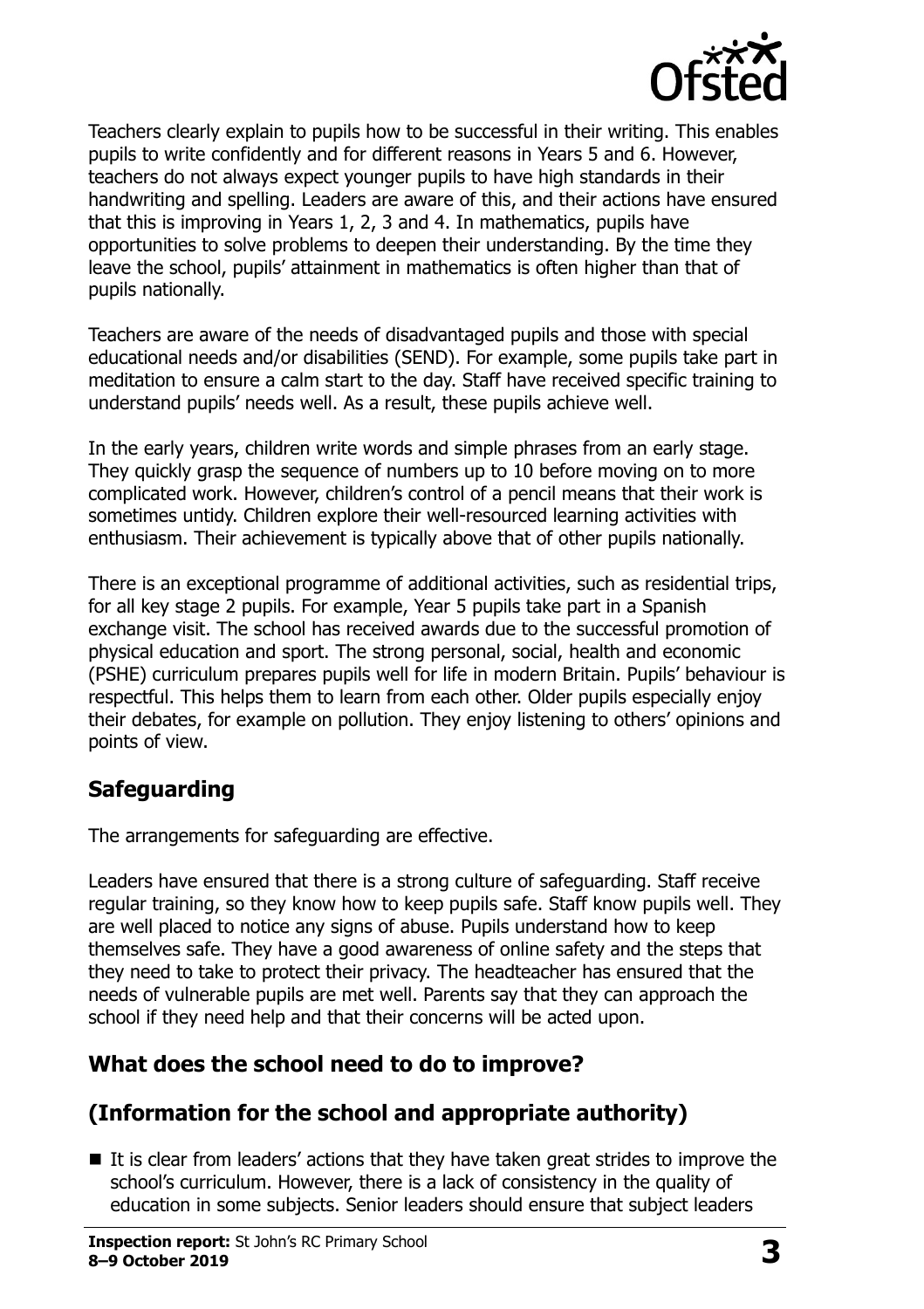Teachers clearly explain to pupils how to be successful in their writing. This enables pupils to write confidently and for different reasons in Years 5 and 6. However, teachers do not always expect younger pupils to have high standards in their handwriting and spelling. Leaders are aware of this, and their actions have ensured that this is improving in Years 1, 2, 3 and 4. In mathematics, pupils have opportunities to solve problems to deepen their understanding. By the time they leave the school, pupils' attainment in mathematics is often higher than that of pupils nationally.

Teachers are aware of the needs of disadvantaged pupils and those with special educational needs and/or disabilities (SEND). For example, some pupils take part in meditation to ensure a calm start to the day. Staff have received specific training to understand pupils' needs well. As a result, these pupils achieve well.

In the early years, children write words and simple phrases from an early stage. They quickly grasp the sequence of numbers up to 10 before moving on to more complicated work. However, children's control of a pencil means that their work is sometimes untidy. Children explore their well-resourced learning activities with enthusiasm. Their achievement is typically above that of other pupils nationally.

There is an exceptional programme of additional activities, such as residential trips, for all key stage 2 pupils. For example, Year 5 pupils take part in a Spanish exchange visit. The school has received awards due to the successful promotion of physical education and sport. The strong personal, social, health and economic (PSHE) curriculum prepares pupils well for life in modern Britain. Pupils' behaviour is respectful. This helps them to learn from each other. Older pupils especially enjoy their debates, for example on pollution. They enjoy listening to others' opinions and points of view.

## Safeguarding

The arrangements for safeguarding are effective.

Leaders have ensured that there is a strong culture of safeguarding. Staff receive regular training, so they know how to keep pupils safe. Staff know pupils well. They are well placed to notice any signs of abuse. Pupils understand how to keep themselves safe. They have a good awareness of online safety and the steps that they need to take to protect their privacy. The headteacher has ensured that the needs of vulnerable pupils are met well. Parents say that they can approach the school if they need help and that their concerns will be acted upon.

## What does the school need to do to improve?

## (Information for the school and appropriate authority)

- It is clear from leaders' actions that they have taken great strides to improve the school's curriculum. However, there is a lack of consistency in the quality of education in some subjects. Senior leaders should ensure that subject leaders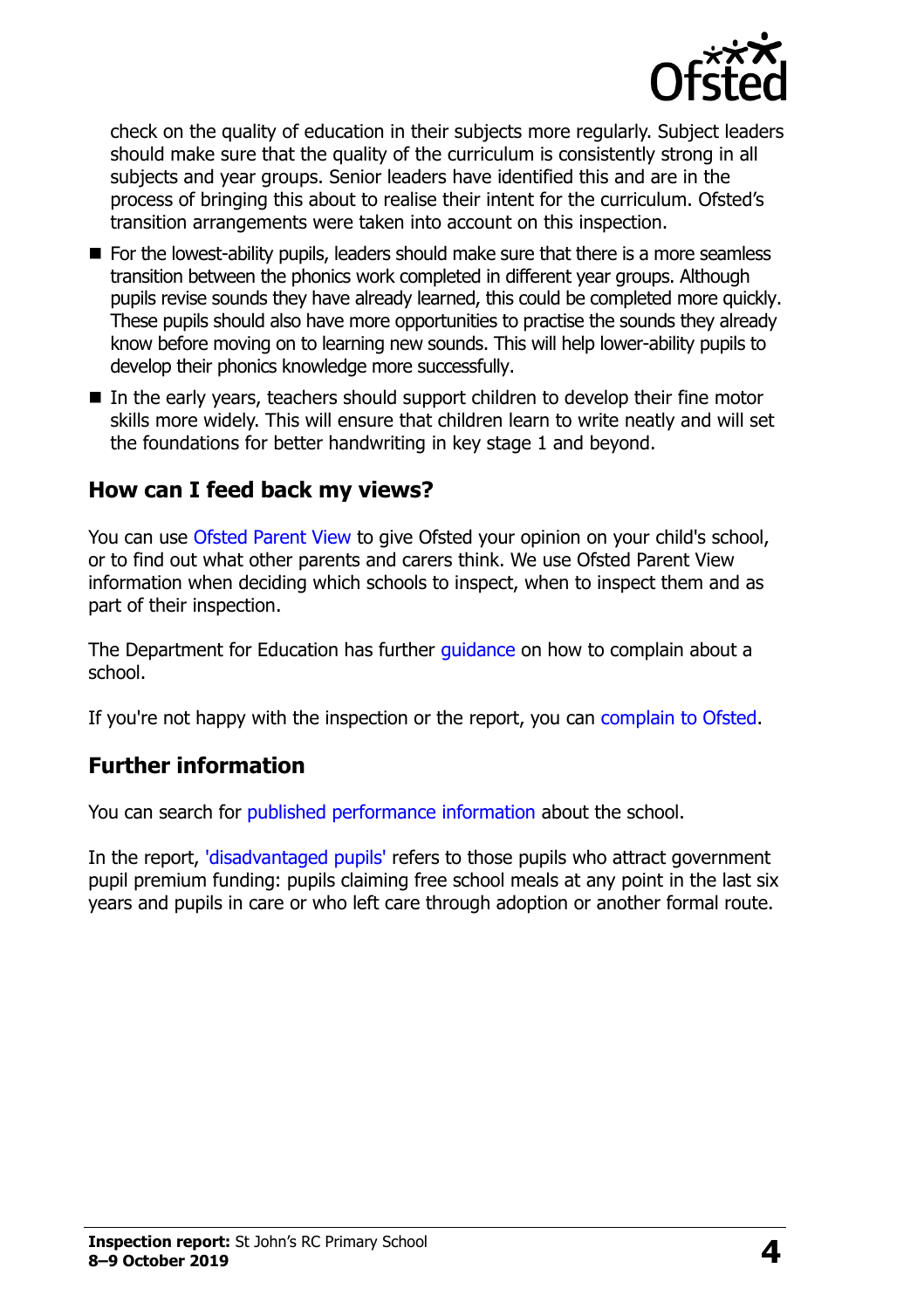check on the quality of education in their subjects more regularly. Subject leaders should make sure that the quality of the curriculum is consistently strong in all subjects and year groups. Senior leaders have identified this and are in the process of bringing this about to realise their intent for the curriculum. Ofsted's transition arrangements were taken into account on this inspection.

- For the lowest-ability pupils, leaders should make sure that there is a more seamless transition between the phonics work completed in different year groups. Although pupils revise sounds they have already learned, this could be completed more quickly. These pupils should also have more opportunities to practise the sounds they already know before moving on to learning new sounds. This will help lower-ability pupils to develop their phonics knowledge more successfully.
- In the early years, teachers should support children to develop their fine motor skills more widely. This will ensure that children learn to write neatly and will set the foundations for better handwriting in key stage 1 and beyond.

## How can I feed back my views?

You can use Ofsted Parent View to give Ofsted your opinion on your child's school, or to find out what other parents and carers think. We use Ofsted Parent View information when deciding which schools to inspect, when to inspect them and as part of their inspection.

The Department for Education has further guidance on how to complain about a school.

If you're not happy with the inspection or the report, you can complain to Ofsted.

## Further information

You can search for published performance information about the school.

In the report, 'disadvantaged pupils' refers to those pupils who attract government pupil premium funding: pupils claiming free school meals at any point in the last six years and pupils in care or who left care through adoption or another formal route.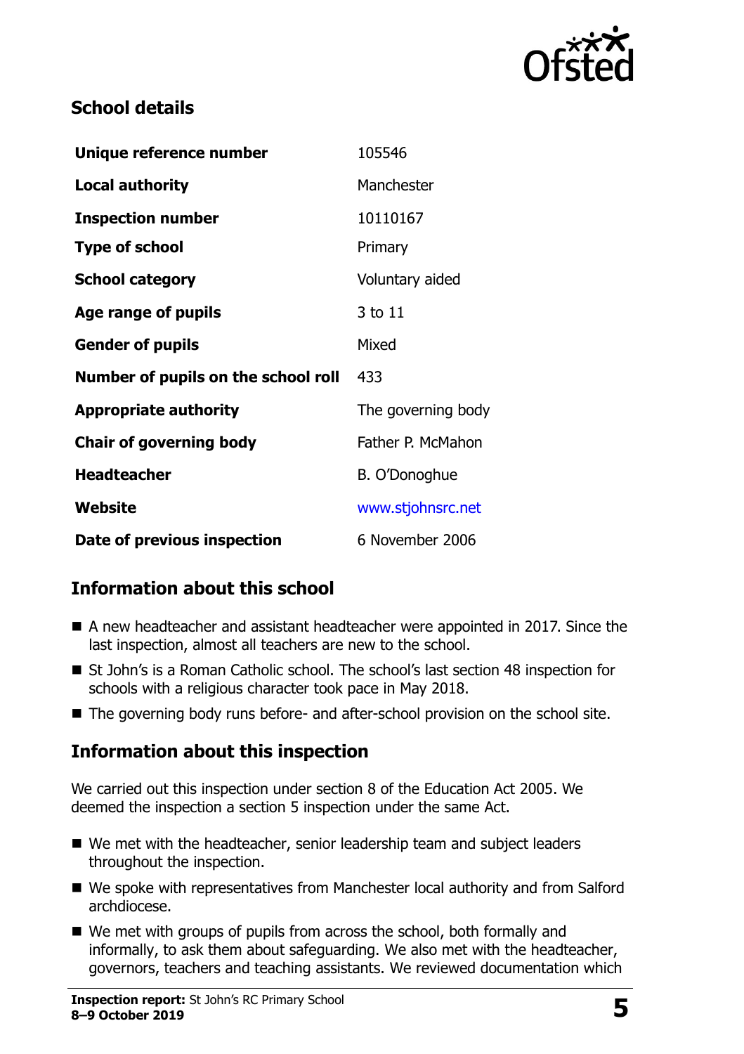## School details

| | |
|---|---|
| **Unique reference number** | 105546 |
| **Local authority** | Manchester |
| **Inspection number** | 10110167 |
| **Type of school** | Primary |
| **School category** | Voluntary aided |
| **Age range of pupils** | 3 to 11 |
| **Gender of pupils** | Mixed |
| **Number of pupils on the school roll** | 433 |
| **Appropriate authority** | The governing body |
| **Chair of governing body** | Father P. McMahon |
| **Headteacher** | B. O'Donoghue |
| **Website** | www.stjohnsrc.net |
| **Date of previous inspection** | 6 November 2006 |

## Information about this school

- A new headteacher and assistant headteacher were appointed in 2017. Since the last inspection, almost all teachers are new to the school.
- St John's is a Roman Catholic school. The school's last section 48 inspection for schools with a religious character took pace in May 2018.
- The governing body runs before- and after-school provision on the school site.

## Information about this inspection

We carried out this inspection under section 8 of the Education Act 2005. We deemed the inspection a section 5 inspection under the same Act.

- We met with the headteacher, senior leadership team and subject leaders throughout the inspection.
- We spoke with representatives from Manchester local authority and from Salford archdiocese.
- We met with groups of pupils from across the school, both formally and informally, to ask them about safeguarding. We also met with the headteacher, governors, teachers and teaching assistants. We reviewed documentation which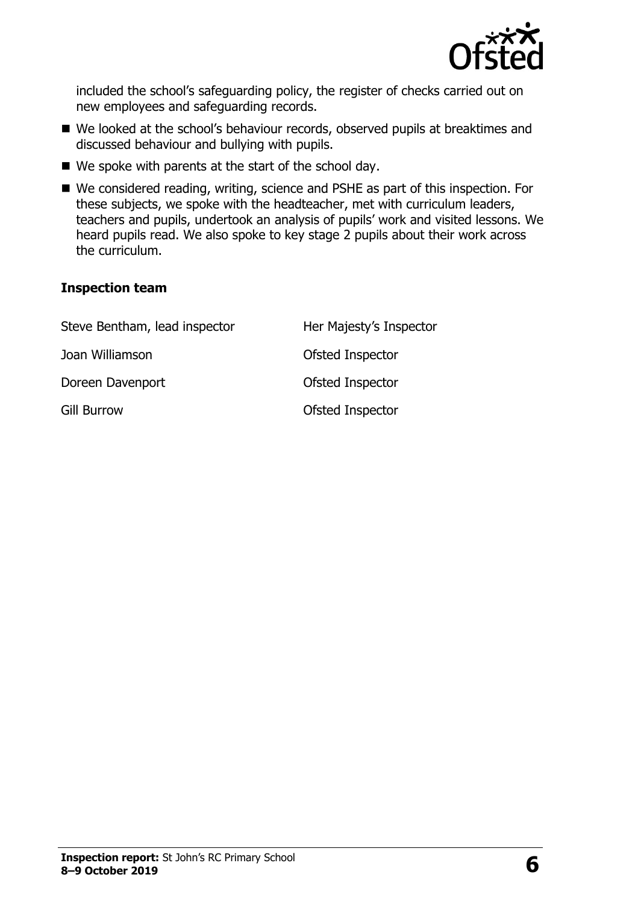included the school's safeguarding policy, the register of checks carried out on new employees and safeguarding records.

- We looked at the school's behaviour records, observed pupils at breaktimes and discussed behaviour and bullying with pupils.
- We spoke with parents at the start of the school day.
- We considered reading, writing, science and PSHE as part of this inspection. For these subjects, we spoke with the headteacher, met with curriculum leaders, teachers and pupils, undertook an analysis of pupils' work and visited lessons. We heard pupils read. We also spoke to key stage 2 pupils about their work across the curriculum.

**Inspection team**

| | |
|---|---|
| Steve Bentham, lead inspector | Her Majesty's Inspector |
| Joan Williamson | Ofsted Inspector |
| Doreen Davenport | Ofsted Inspector |
| Gill Burrow | Ofsted Inspector |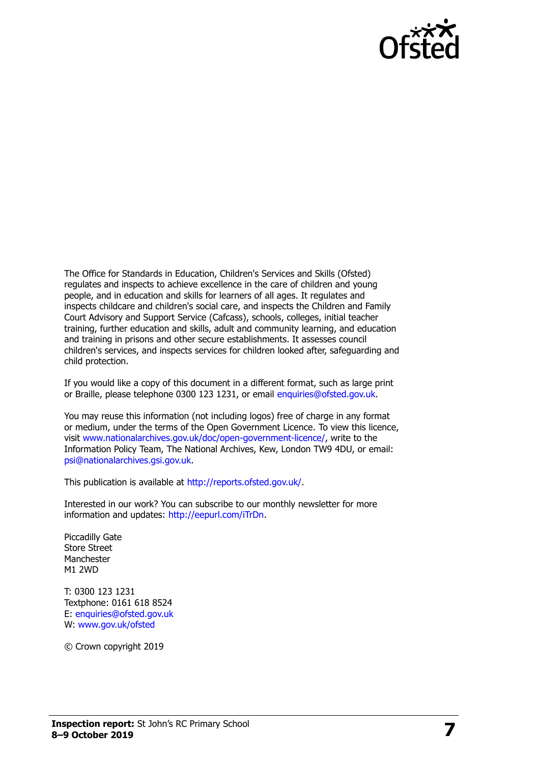The Office for Standards in Education, Children's Services and Skills (Ofsted) regulates and inspects to achieve excellence in the care of children and young people, and in education and skills for learners of all ages. It regulates and inspects childcare and children's social care, and inspects the Children and Family Court Advisory and Support Service (Cafcass), schools, colleges, initial teacher training, further education and skills, adult and community learning, and education and training in prisons and other secure establishments. It assesses council children's services, and inspects services for children looked after, safeguarding and child protection.

If you would like a copy of this document in a different format, such as large print or Braille, please telephone 0300 123 1231, or email enquiries@ofsted.gov.uk.

You may reuse this information (not including logos) free of charge in any format or medium, under the terms of the Open Government Licence. To view this licence, visit www.nationalarchives.gov.uk/doc/open-government-licence/, write to the Information Policy Team, The National Archives, Kew, London TW9 4DU, or email: psi@nationalarchives.gsi.gov.uk.

This publication is available at http://reports.ofsted.gov.uk/.

Interested in our work? You can subscribe to our monthly newsletter for more information and updates: http://eepurl.com/iTrDn.

Piccadilly Gate
Store Street
Manchester
M1 2WD

T: 0300 123 1231
Textphone: 0161 618 8524
E: enquiries@ofsted.gov.uk
W: www.gov.uk/ofsted

© Crown copyright 2019